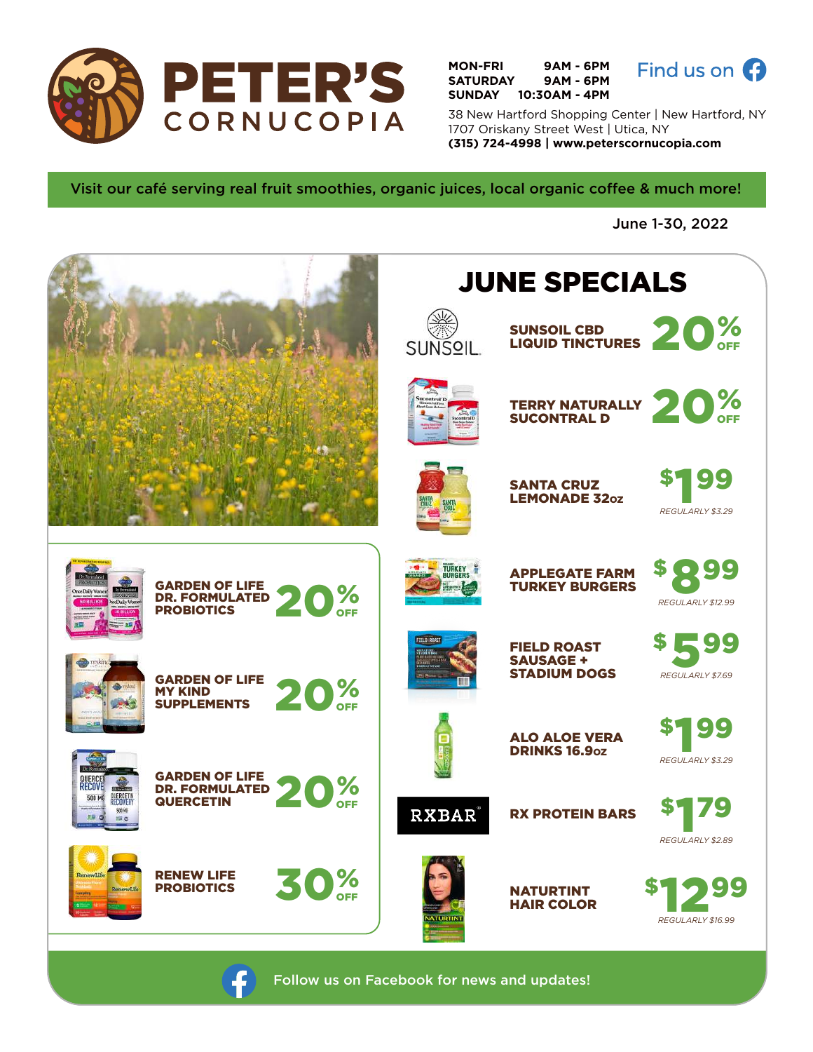# PETER'S CORNUCOPIA

MON-FRI 9AM - 6PM
SATURDAY 9AM - 6PM
SUNDAY 10:30AM - 4PM

Find us on Facebook

38 New Hartford Shopping Center | New Hartford, NY
1707 Oriskany Street West | Utica, NY
**(315) 724-4998 | www.peterscornucopia.com**

Visit our café serving real fruit smoothies, organic juices, local organic coffee & much more!

June 1-30, 2022

## JUNE SPECIALS

- **SUNSOIL CBD LIQUID TINCTURES** — 20% OFF
- **TERRY NATURALLY SUCONTRAL D** — 20% OFF
- **SANTA CRUZ LEMONADE 32oz** — $1.99 *REGULARLY $3.29*
- **APPLEGATE FARM TURKEY BURGERS** — $8.99 *REGULARLY $12.99*
- **FIELD ROAST SAUSAGE + STADIUM DOGS** — $5.99 *REGULARLY $7.69*
- **ALO ALOE VERA DRINKS 16.9oz** — $1.99 *REGULARLY $3.29*
- **RX PROTEIN BARS** — $1.79 *REGULARLY $2.89*
- **NATURTINT HAIR COLOR** — $12.99 *REGULARLY $16.99*
- **GARDEN OF LIFE DR. FORMULATED PROBIOTICS** — 20% OFF
- **GARDEN OF LIFE MY KIND SUPPLEMENTS** — 20% OFF
- **GARDEN OF LIFE DR. FORMULATED QUERCETIN** — 20% OFF
- **RENEW LIFE PROBIOTICS** — 30% OFF

Follow us on Facebook for news and updates!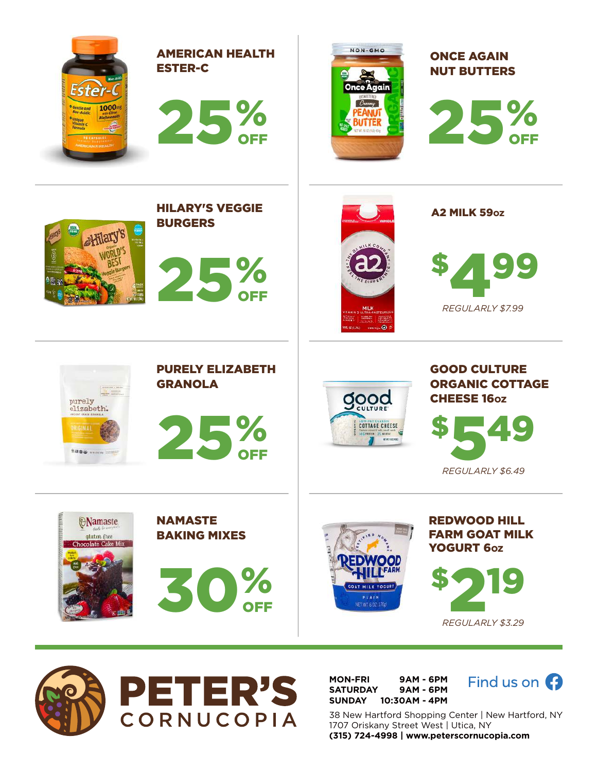## AMERICAN HEALTH ESTER-C

**25% OFF**

## ONCE AGAIN NUT BUTTERS

**25% OFF**

## HILARY'S VEGGIE BURGERS

**25% OFF**

## A2 MILK 59oz

**$4.99**

*REGULARLY $7.99*

## PURELY ELIZABETH GRANOLA

**25% OFF**

## GOOD CULTURE ORGANIC COTTAGE CHEESE 16oz

**$5.49**

*REGULARLY $6.49*

## NAMASTE BAKING MIXES

**30% OFF**

## REDWOOD HILL FARM GOAT MILK YOGURT 6oz

**$2.19**

*REGULARLY $3.29*

---

# PETER'S CORNUCOPIA

**MON-FRI** 9AM - 6PM
**SATURDAY** 9AM - 6PM
**SUNDAY** 10:30AM - 4PM

Find us on Facebook

38 New Hartford Shopping Center | New Hartford, NY
1707 Oriskany Street West | Utica, NY
**(315) 724-4998 | www.peterscornucopia.com**